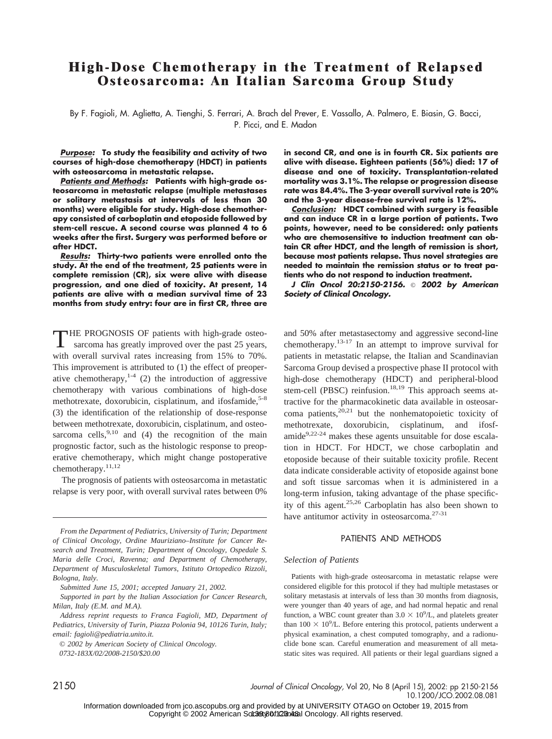# High-Dose Chemotherapy in the Treatment of Relapsed Osteosarcoma: An Italian Sarcoma Group Study

By F. Fagioli, M. Aglietta, A. Tienghi, S. Ferrari, A. Brach del Prever, E. Vassallo, A. Palmero, E. Biasin, G. Bacci, P. Picci, and E. Madon

***Purpose:*** **To study the feasibility and activity of two courses of high-dose chemotherapy (HDCT) in patients with osteosarcoma in metastatic relapse.**

***Patients and Methods:*** **Patients with high-grade osteosarcoma in metastatic relapse (multiple metastases or solitary metastasis at intervals of less than 30 months) were eligible for study. High-dose chemotherapy consisted of carboplatin and etoposide followed by stem-cell rescue. A second course was planned 4 to 6 weeks after the first. Surgery was performed before or after HDCT.**

***Results:*** **Thirty-two patients were enrolled onto the study. At the end of the treatment, 25 patients were in complete remission (CR), six were alive with disease progression, and one died of toxicity. At present, 14 patients are alive with a median survival time of 23 months from study entry: four are in first CR, three are in second CR, and one is in fourth CR. Six patients are alive with disease. Eighteen patients (56%) died: 17 of disease and one of toxicity. Transplantation-related mortality was 3.1%. The relapse or progression disease rate was 84.4%. The 3-year overall survival rate is 20% and the 3-year disease-free survival rate is 12%.**

***Conclusion:*** **HDCT combined with surgery is feasible and can induce CR in a large portion of patients. Two points, however, need to be considered: only patients who are chemosensitive to induction treatment can obtain CR after HDCT, and the length of remission is short, because most patients relapse. Thus novel strategies are needed to maintain the remission status or to treat patients who do not respond to induction treatment.**

***J Clin Oncol 20:2150-2156. © 2002 by American Society of Clinical Oncology.***

THE PROGNOSIS OF patients with high-grade osteosarcoma has greatly improved over the past 25 years, with overall survival rates increasing from 15% to 70%. This improvement is attributed to (1) the effect of preoperative chemotherapy,[1-4] (2) the introduction of aggressive chemotherapy with various combinations of high-dose methotrexate, doxorubicin, cisplatinum, and ifosfamide,[5-8] (3) the identification of the relationship of dose-response between methotrexate, doxorubicin, cisplatinum, and osteosarcoma cells,[9,10] and (4) the recognition of the main prognostic factor, such as the histologic response to preoperative chemotherapy, which might change postoperative chemotherapy.[11,12]

The prognosis of patients with osteosarcoma in metastatic relapse is very poor, with overall survival rates between 0% and 50% after metastasectomy and aggressive second-line chemotherapy.[13-17] In an attempt to improve survival for patients in metastatic relapse, the Italian and Scandinavian Sarcoma Group devised a prospective phase II protocol with high-dose chemotherapy (HDCT) and peripheral-blood stem-cell (PBSC) reinfusion.[18,19] This approach seems attractive for the pharmacokinetic data available in osteosarcoma patients,[20,21] but the nonhematopoietic toxicity of methotrexate, doxorubicin, cisplatinum, and ifosfamide[9,22-24] makes these agents unsuitable for dose escalation in HDCT. For HDCT, we chose carboplatin and etoposide because of their suitable toxicity profile. Recent data indicate considerable activity of etoposide against bone and soft tissue sarcomas when it is administered in a long-term infusion, taking advantage of the phase specificity of this agent.[25,26] Carboplatin has also been shown to have antitumor activity in osteosarcoma.[27-31]

*From the Department of Pediatrics, University of Turin; Department of Clinical Oncology, Ordine Mauriziano–Institute for Cancer Research and Treatment, Turin; Department of Oncology, Ospedale S. Maria delle Croci, Ravenna; and Department of Chemotherapy, Department of Musculoskeletal Tumors, Istituto Ortopedico Rizzoli, Bologna, Italy.*

*Submitted June 15, 2001; accepted January 21, 2002.*

*Supported in part by the Italian Association for Cancer Research, Milan, Italy (E.M. and M.A).*

*Address reprint requests to Franca Fagioli, MD, Department of Pediatrics, University of Turin, Piazza Polonia 94, 10126 Turin, Italy; email: fagioli@pediatria.unito.it.*

*© 2002 by American Society of Clinical Oncology.*

*0732-183X/02/2008-2150/$20.00*

## PATIENTS AND METHODS

### Selection of Patients

Patients with high-grade osteosarcoma in metastatic relapse were considered eligible for this protocol if they had multiple metastases or solitary metastasis at intervals of less than 30 months from diagnosis, were younger than 40 years of age, and had normal hepatic and renal function, a WBC count greater than $3.0 \times 10^9$/L, and platelets greater than $100 \times 10^9$/L. Before entering this protocol, patients underwent a physical examination, a chest computed tomography, and a radionuclide bone scan. Careful enumeration and measurement of all metastatic sites was required. All patients or their legal guardians signed a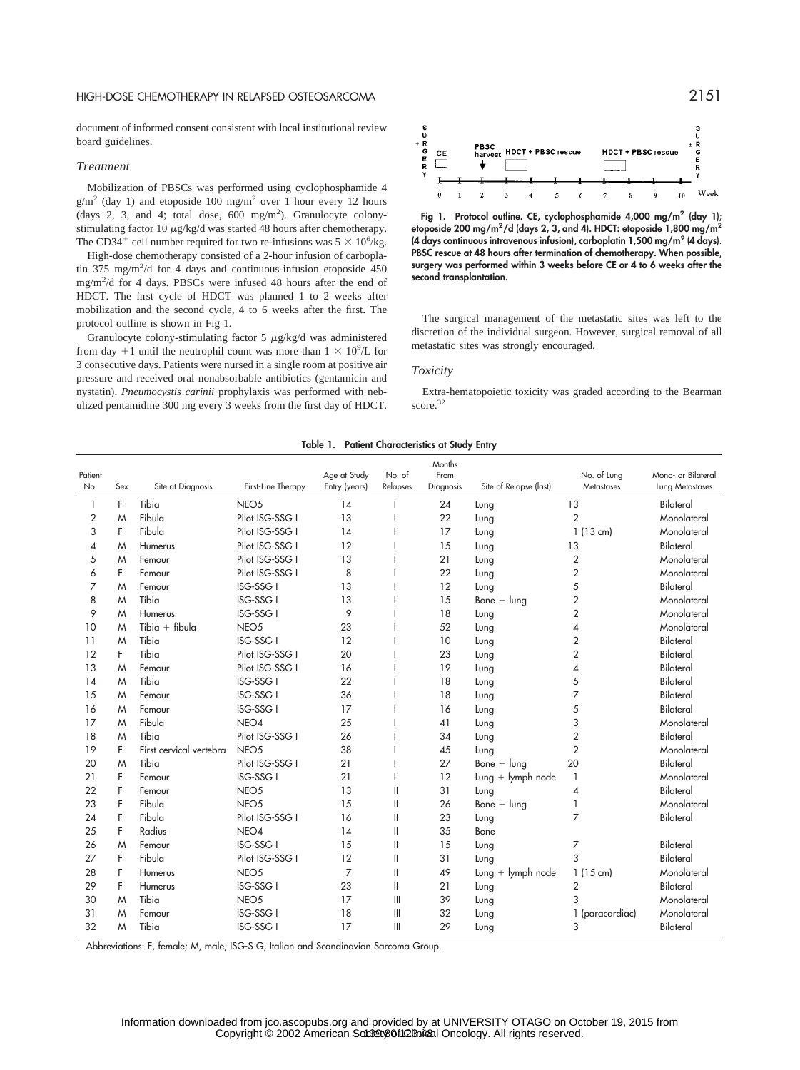document of informed consent consistent with local institutional review board guidelines.

### *Treatment*

Mobilization of PBSCs was performed using cyclophosphamide 4 $g/m^2$ (day 1) and etoposide 100 $mg/m^2$ over 1 hour every 12 hours (days 2, 3, and 4; total dose, 600 $mg/m^2$). Granulocyte colony-stimulating factor 10 $\mu g/kg/d$ was started 48 hours after chemotherapy. The $CD34^+$ cell number required for two re-infusions was $5 \times 10^6/kg$.

High-dose chemotherapy consisted of a 2-hour infusion of carboplatin 375 $mg/m^2/d$ for 4 days and continuous-infusion etoposide 450 $mg/m^2/d$ for 4 days. PBSCs were infused 48 hours after the end of HDCT. The first cycle of HDCT was planned 1 to 2 weeks after mobilization and the second cycle, 4 to 6 weeks after the first. The protocol outline is shown in Fig 1.

Granulocyte colony-stimulating factor 5 $\mu g/kg/d$ was administered from day +1 until the neutrophil count was more than $1 \times 10^9/L$ for 3 consecutive days. Patients were nursed in a single room at positive air pressure and received oral nonabsorbable antibiotics (gentamicin and nystatin). *Pneumocystis carinii* prophylaxis was performed with nebulized pentamidine 300 mg every 3 weeks from the first day of HDCT.

SURGERY ±
CE
PBSC harvest
HDCT + PBSC rescue
HDCT + PBSC rescue
± SURGERY
0 1 2 3 4 5 6 7 8 9 10 Week

**Fig 1. Protocol outline. CE, cyclophosphamide 4,000 $mg/m^2$ (day 1); etoposide 200 $mg/m^2/d$ (days 2, 3, and 4). HDCT: etoposide 1,800 $mg/m^2$ (4 days continuous intravenous infusion), carboplatin 1,500 $mg/m^2$ (4 days). PBSC rescue at 48 hours after termination of chemotherapy. When possible, surgery was performed within 3 weeks before CE or 4 to 6 weeks after the second transplantation.**

The surgical management of the metastatic sites was left to the discretion of the individual surgeon. However, surgical removal of all metastatic sites was strongly encouraged.

### *Toxicity*

Extra-hematopoietic toxicity was graded according to the Bearman score.[32]

**Table 1. Patient Characteristics at Study Entry**

| Patient No. | Sex | Site at Diagnosis | First-Line Therapy | Age at Study Entry (years) | No. of Relapses | Months From Diagnosis | Site of Relapse (last) | No. of Lung Metastases | Mono- or Bilateral Lung Metastases |
|---|---|---|---|---|---|---|---|---|---|
| 1 | F | Tibia | NEO5 | 14 | I | 24 | Lung | 13 | Bilateral |
| 2 | M | Fibula | Pilot ISG-SSG I | 13 | I | 22 | Lung | 2 | Monolateral |
| 3 | F | Fibula | Pilot ISG-SSG I | 14 | I | 17 | Lung | 1 (13 cm) | Monolateral |
| 4 | M | Humerus | Pilot ISG-SSG I | 12 | I | 15 | Lung | 13 | Bilateral |
| 5 | M | Femour | Pilot ISG-SSG I | 13 | I | 21 | Lung | 2 | Monolateral |
| 6 | F | Femour | Pilot ISG-SSG I | 8 | I | 22 | Lung | 2 | Monolateral |
| 7 | M | Femour | ISG-SSG I | 13 | I | 12 | Lung | 5 | Bilateral |
| 8 | M | Tibia | ISG-SSG I | 13 | I | 15 | Bone + lung | 2 | Monolateral |
| 9 | M | Humerus | ISG-SSG I | 9 | I | 18 | Lung | 2 | Monolateral |
| 10 | M | Tibia + fibula | NEO5 | 23 | I | 52 | Lung | 4 | Monolateral |
| 11 | M | Tibia | ISG-SSG I | 12 | I | 10 | Lung | 2 | Bilateral |
| 12 | F | Tibia | Pilot ISG-SSG I | 20 | I | 23 | Lung | 2 | Bilateral |
| 13 | M | Femour | Pilot ISG-SSG I | 16 | I | 19 | Lung | 4 | Bilateral |
| 14 | M | Tibia | ISG-SSG I | 22 | I | 18 | Lung | 5 | Bilateral |
| 15 | M | Femour | ISG-SSG I | 36 | I | 18 | Lung | 7 | Bilateral |
| 16 | M | Femour | ISG-SSG I | 17 | I | 16 | Lung | 5 | Bilateral |
| 17 | M | Fibula | NEO4 | 25 | I | 41 | Lung | 3 | Monolateral |
| 18 | M | Tibia | Pilot ISG-SSG I | 26 | I | 34 | Lung | 2 | Bilateral |
| 19 | F | First cervical vertebra | NEO5 | 38 | I | 45 | Lung | 2 | Monolateral |
| 20 | M | Tibia | Pilot ISG-SSG I | 21 | I | 27 | Bone + lung | 20 | Bilateral |
| 21 | F | Femour | ISG-SSG I | 21 | I | 12 | Lung + lymph node | 1 | Monolateral |
| 22 | F | Femour | NEO5 | 13 | II | 31 | Lung | 4 | Bilateral |
| 23 | F | Fibula | NEO5 | 15 | II | 26 | Bone + lung | 1 | Monolateral |
| 24 | F | Fibula | Pilot ISG-SSG I | 16 | II | 23 | Lung | 7 | Bilateral |
| 25 | F | Radius | NEO4 | 14 | II | 35 | Bone | | |
| 26 | M | Femour | ISG-SSG I | 15 | II | 15 | Lung | 7 | Bilateral |
| 27 | F | Fibula | Pilot ISG-SSG I | 12 | II | 31 | Lung | 3 | Bilateral |
| 28 | F | Humerus | NEO5 | 7 | II | 49 | Lung + lymph node | 1 (15 cm) | Monolateral |
| 29 | F | Humerus | ISG-SSG I | 23 | II | 21 | Lung | 2 | Bilateral |
| 30 | M | Tibia | NEO5 | 17 | III | 39 | Lung | 3 | Monolateral |
| 31 | M | Femour | ISG-SSG I | 18 | III | 32 | Lung | 1 (paracardiac) | Monolateral |
| 32 | M | Tibia | ISG-SSG I | 17 | III | 29 | Lung | 3 | Bilateral |

Abbreviations: F, female; M, male; ISG-S G, Italian and Scandinavian Sarcoma Group.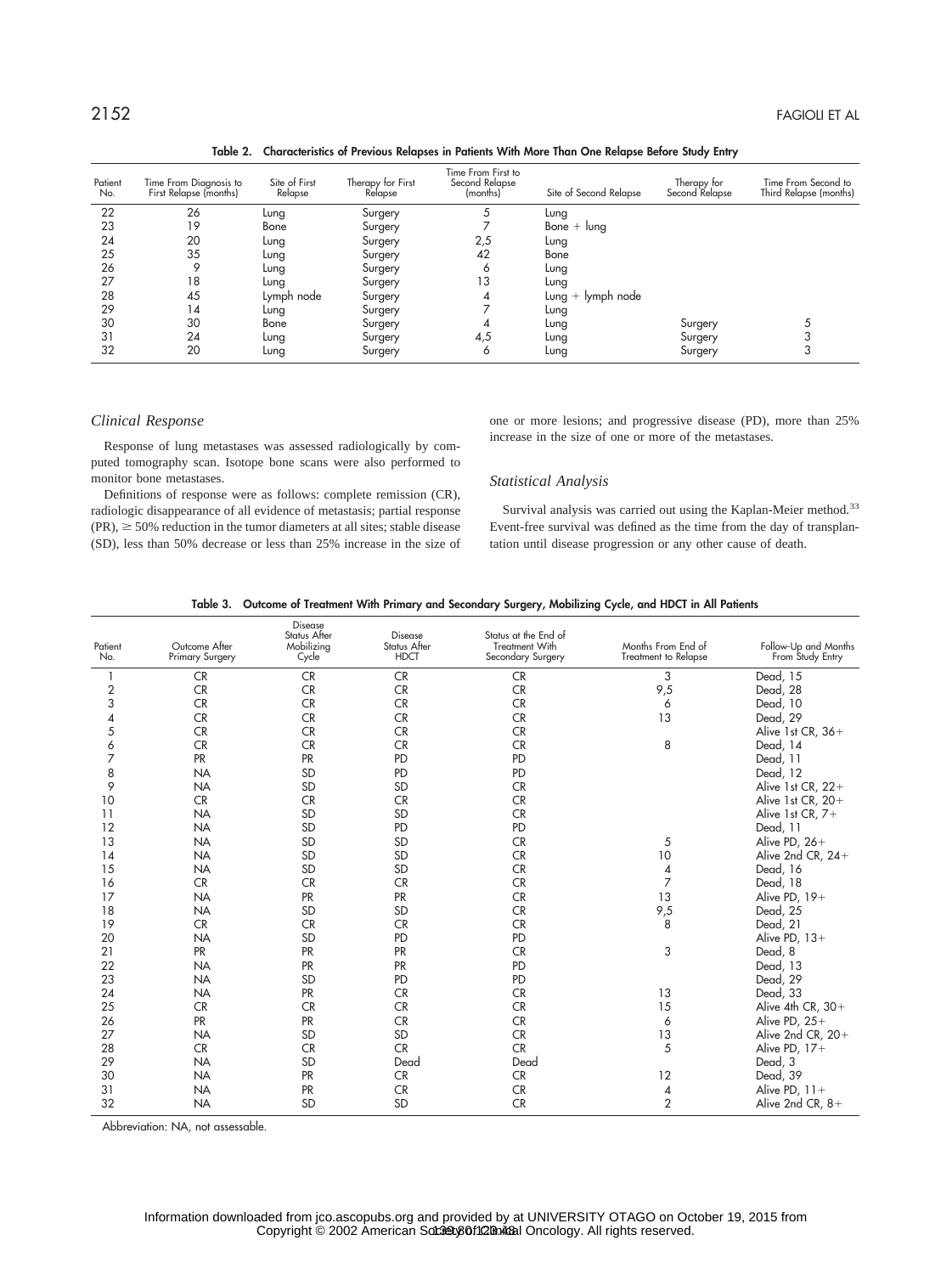**Table 2. Characteristics of Previous Relapses in Patients With More Than One Relapse Before Study Entry**

| Patient No. | Time From Diagnosis to First Relapse (months) | Site of First Relapse | Therapy for First Relapse | Time From First to Second Relapse (months) | Site of Second Relapse | Therapy for Second Relapse | Time From Second to Third Relapse (months) |
|---|---|---|---|---|---|---|---|
| 22 | 26 | Lung | Surgery | 5 | Lung | | |
| 23 | 19 | Bone | Surgery | 7 | Bone + lung | | |
| 24 | 20 | Lung | Surgery | 2,5 | Lung | | |
| 25 | 35 | Lung | Surgery | 42 | Bone | | |
| 26 | 9 | Lung | Surgery | 6 | Lung | | |
| 27 | 18 | Lung | Surgery | 13 | Lung | | |
| 28 | 45 | Lymph node | Surgery | 4 | Lung + lymph node | | |
| 29 | 14 | Lung | Surgery | 7 | Lung | | |
| 30 | 30 | Bone | Surgery | 4 | Lung | Surgery | 5 |
| 31 | 24 | Lung | Surgery | 4,5 | Lung | Surgery | 3 |
| 32 | 20 | Lung | Surgery | 6 | Lung | Surgery | 3 |

### *Clinical Response*

Response of lung metastases was assessed radiologically by computed tomography scan. Isotope bone scans were also performed to monitor bone metastases.

Definitions of response were as follows: complete remission (CR), radiologic disappearance of all evidence of metastasis; partial response (PR), ≥ 50% reduction in the tumor diameters at all sites; stable disease (SD), less than 50% decrease or less than 25% increase in the size of one or more lesions; and progressive disease (PD), more than 25% increase in the size of one or more of the metastases.

### *Statistical Analysis*

Survival analysis was carried out using the Kaplan-Meier method.[33] Event-free survival was defined as the time from the day of transplantation until disease progression or any other cause of death.

**Table 3. Outcome of Treatment With Primary and Secondary Surgery, Mobilizing Cycle, and HDCT in All Patients**

| Patient No. | Outcome After Primary Surgery | Disease Status After Mobilizing Cycle | Disease Status After HDCT | Status at the End of Treatment With Secondary Surgery | Months From End of Treatment to Relapse | Follow-Up and Months From Study Entry |
|---|---|---|---|---|---|---|
| 1 | CR | CR | CR | CR | 3 | Dead, 15 |
| 2 | CR | CR | CR | CR | 9,5 | Dead, 28 |
| 3 | CR | CR | CR | CR | 6 | Dead, 10 |
| 4 | CR | CR | CR | CR | 13 | Dead, 29 |
| 5 | CR | CR | CR | CR | | Alive 1st CR, 36+ |
| 6 | CR | CR | CR | CR | 8 | Dead, 14 |
| 7 | PR | PR | PD | PD | | Dead, 11 |
| 8 | NA | SD | PD | PD | | Dead, 12 |
| 9 | NA | SD | SD | CR | | Alive 1st CR, 22+ |
| 10 | CR | CR | CR | CR | | Alive 1st CR, 20+ |
| 11 | NA | SD | SD | CR | | Alive 1st CR, 7+ |
| 12 | NA | SD | PD | PD | | Dead, 11 |
| 13 | NA | SD | SD | CR | 5 | Alive PD, 26+ |
| 14 | NA | SD | SD | CR | 10 | Alive 2nd CR, 24+ |
| 15 | NA | SD | SD | CR | 4 | Dead, 16 |
| 16 | CR | CR | CR | CR | 7 | Dead, 18 |
| 17 | NA | PR | PR | CR | 13 | Alive PD, 19+ |
| 18 | NA | SD | SD | CR | 9,5 | Dead, 25 |
| 19 | CR | CR | CR | CR | 8 | Dead, 21 |
| 20 | NA | SD | PD | PD | | Alive PD, 13+ |
| 21 | PR | PR | PR | CR | 3 | Dead, 8 |
| 22 | NA | PR | PR | PD | | Dead, 13 |
| 23 | NA | SD | PD | PD | | Dead, 29 |
| 24 | NA | PR | CR | CR | 13 | Dead, 33 |
| 25 | CR | CR | CR | CR | 15 | Alive 4th CR, 30+ |
| 26 | PR | PR | CR | CR | 6 | Alive PD, 25+ |
| 27 | NA | SD | SD | CR | 13 | Alive 2nd CR, 20+ |
| 28 | CR | CR | CR | CR | 5 | Alive PD, 17+ |
| 29 | NA | SD | Dead | Dead | | Dead, 3 |
| 30 | NA | PR | CR | CR | 12 | Dead, 39 |
| 31 | NA | PR | CR | CR | 4 | Alive PD, 11+ |
| 32 | NA | SD | SD | CR | 2 | Alive 2nd CR, 8+ |

Abbreviation: NA, not assessable.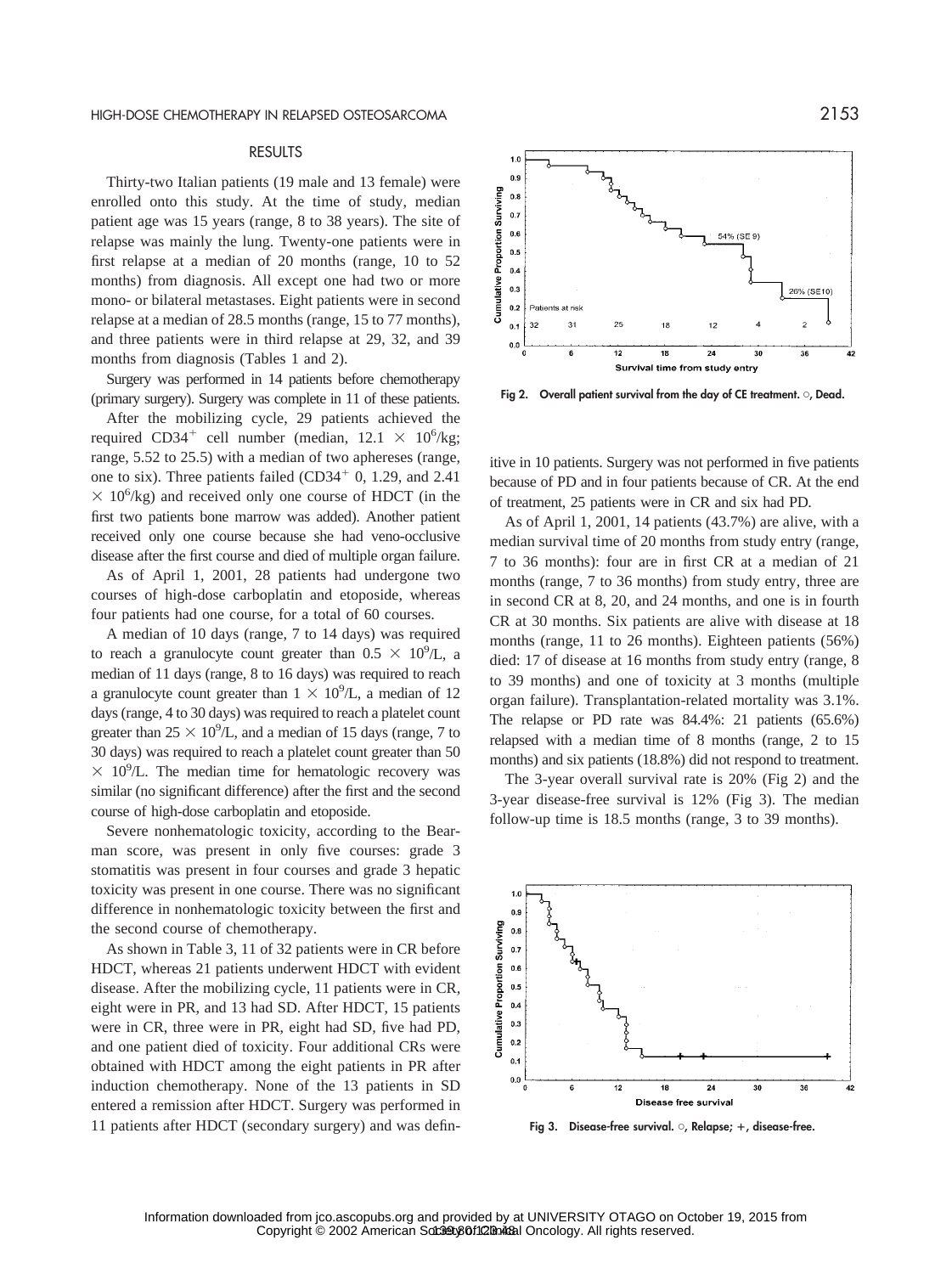## RESULTS

Thirty-two Italian patients (19 male and 13 female) were enrolled onto this study. At the time of study, median patient age was 15 years (range, 8 to 38 years). The site of relapse was mainly the lung. Twenty-one patients were in first relapse at a median of 20 months (range, 10 to 52 months) from diagnosis. All except one had two or more mono- or bilateral metastases. Eight patients were in second relapse at a median of 28.5 months (range, 15 to 77 months), and three patients were in third relapse at 29, 32, and 39 months from diagnosis (Tables 1 and 2).

Surgery was performed in 14 patients before chemotherapy (primary surgery). Surgery was complete in 11 of these patients.

After the mobilizing cycle, 29 patients achieved the required $CD34^+$ cell number (median, $12.1 \times 10^6$/kg; range, 5.52 to 25.5) with a median of two aphereses (range, one to six). Three patients failed ($CD34^+$ 0, 1.29, and 2.41 $\times 10^6$/kg) and received only one course of HDCT (in the first two patients bone marrow was added). Another patient received only one course because she had veno-occlusive disease after the first course and died of multiple organ failure.

As of April 1, 2001, 28 patients had undergone two courses of high-dose carboplatin and etoposide, whereas four patients had one course, for a total of 60 courses.

A median of 10 days (range, 7 to 14 days) was required to reach a granulocyte count greater than $0.5 \times 10^9$/L, a median of 11 days (range, 8 to 16 days) was required to reach a granulocyte count greater than $1 \times 10^9$/L, a median of 12 days (range, 4 to 30 days) was required to reach a platelet count greater than $25 \times 10^9$/L, and a median of 15 days (range, 7 to 30 days) was required to reach a platelet count greater than 50 $\times 10^9$/L. The median time for hematologic recovery was similar (no significant difference) after the first and the second course of high-dose carboplatin and etoposide.

Severe nonhematologic toxicity, according to the Bearman score, was present in only five courses: grade 3 stomatitis was present in four courses and grade 3 hepatic toxicity was present in one course. There was no significant difference in nonhematologic toxicity between the first and the second course of chemotherapy.

As shown in Table 3, 11 of 32 patients were in CR before HDCT, whereas 21 patients underwent HDCT with evident disease. After the mobilizing cycle, 11 patients were in CR, eight were in PR, and 13 had SD. After HDCT, 15 patients were in CR, three were in PR, eight had SD, five had PD, and one patient died of toxicity. Four additional CRs were obtained with HDCT among the eight patients in PR after induction chemotherapy. None of the 13 patients in SD entered a remission after HDCT. Surgery was performed in 11 patients after HDCT (secondary surgery) and was definitive in 10 patients. Surgery was not performed in five patients because of PD and in four patients because of CR. At the end of treatment, 25 patients were in CR and six had PD.

As of April 1, 2001, 14 patients (43.7%) are alive, with a median survival time of 20 months from study entry (range, 7 to 36 months): four are in first CR at a median of 21 months (range, 7 to 36 months) from study entry, three are in second CR at 8, 20, and 24 months, and one is in fourth CR at 30 months. Six patients are alive with disease at 18 months (range, 11 to 26 months). Eighteen patients (56%) died: 17 of disease at 16 months from study entry (range, 8 to 39 months) and one of toxicity at 3 months (multiple organ failure). Transplantation-related mortality was 3.1%. The relapse or PD rate was 84.4%: 21 patients (65.6%) relapsed with a median time of 8 months (range, 2 to 15 months) and six patients (18.8%) did not respond to treatment.

The 3-year overall survival rate is 20% (Fig 2) and the 3-year disease-free survival is 12% (Fig 3). The median follow-up time is 18.5 months (range, 3 to 39 months).

Cumulative Proportion Surviving
54% (SE 9)
26% (SE10)
Patients at risk
32 31 25 18 12 4 2
0 6 12 18 24 30 36 42
Survival time from study entry

**Fig 2. Overall patient survival from the day of CE treatment. ○, Dead.**

Cumulative Proportion Surviving
0 6 12 18 24 30 36 42
Disease free survival

**Fig 3. Disease-free survival. ○, Relapse; +, disease-free.**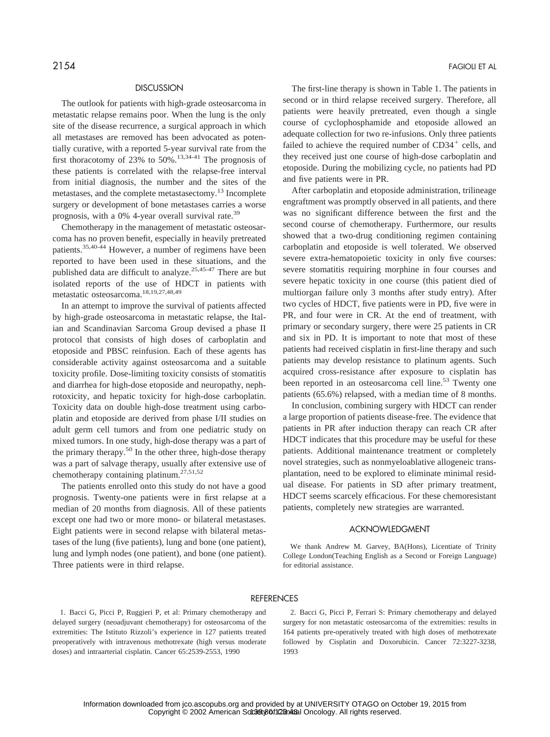## DISCUSSION

The outlook for patients with high-grade osteosarcoma in metastatic relapse remains poor. When the lung is the only site of the disease recurrence, a surgical approach in which all metastases are removed has been advocated as potentially curative, with a reported 5-year survival rate from the first thoracotomy of 23% to 50%.[13,34-41] The prognosis of these patients is correlated with the relapse-free interval from initial diagnosis, the number and the sites of the metastases, and the complete metastasectomy.[13] Incomplete surgery or development of bone metastases carries a worse prognosis, with a 0% 4-year overall survival rate.[39]

Chemotherapy in the management of metastatic osteosarcoma has no proven benefit, especially in heavily pretreated patients.[35,40-44] However, a number of regimens have been reported to have been used in these situations, and the published data are difficult to analyze.[25,45-47] There are but isolated reports of the use of HDCT in patients with metastatic osteosarcoma.[18,19,27,48,49]

In an attempt to improve the survival of patients affected by high-grade osteosarcoma in metastatic relapse, the Italian and Scandinavian Sarcoma Group devised a phase II protocol that consists of high doses of carboplatin and etoposide and PBSC reinfusion. Each of these agents has considerable activity against osteosarcoma and a suitable toxicity profile. Dose-limiting toxicity consists of stomatitis and diarrhea for high-dose etoposide and neuropathy, nephrotoxicity, and hepatic toxicity for high-dose carboplatin. Toxicity data on double high-dose treatment using carboplatin and etoposide are derived from phase I/II studies on adult germ cell tumors and from one pediatric study on mixed tumors. In one study, high-dose therapy was a part of the primary therapy.[50] In the other three, high-dose therapy was a part of salvage therapy, usually after extensive use of chemotherapy containing platinum.[27,51,52]

The patients enrolled onto this study do not have a good prognosis. Twenty-one patients were in first relapse at a median of 20 months from diagnosis. All of these patients except one had two or more mono- or bilateral metastases. Eight patients were in second relapse with bilateral metastases of the lung (five patients), lung and bone (one patient), lung and lymph nodes (one patient), and bone (one patient). Three patients were in third relapse.

The first-line therapy is shown in Table 1. The patients in second or in third relapse received surgery. Therefore, all patients were heavily pretreated, even though a single course of cyclophosphamide and etoposide allowed an adequate collection for two re-infusions. Only three patients failed to achieve the required number of $CD34^{+}$ cells, and they received just one course of high-dose carboplatin and etoposide. During the mobilizing cycle, no patients had PD and five patients were in PR.

After carboplatin and etoposide administration, trilineage engraftment was promptly observed in all patients, and there was no significant difference between the first and the second course of chemotherapy. Furthermore, our results showed that a two-drug conditioning regimen containing carboplatin and etoposide is well tolerated. We observed severe extra-hematopoietic toxicity in only five courses: severe stomatitis requiring morphine in four courses and severe hepatic toxicity in one course (this patient died of multiorgan failure only 3 months after study entry). After two cycles of HDCT, five patients were in PD, five were in PR, and four were in CR. At the end of treatment, with primary or secondary surgery, there were 25 patients in CR and six in PD. It is important to note that most of these patients had received cisplatin in first-line therapy and such patients may develop resistance to platinum agents. Such acquired cross-resistance after exposure to cisplatin has been reported in an osteosarcoma cell line.[53] Twenty one patients (65.6%) relapsed, with a median time of 8 months.

In conclusion, combining surgery with HDCT can render a large proportion of patients disease-free. The evidence that patients in PR after induction therapy can reach CR after HDCT indicates that this procedure may be useful for these patients. Additional maintenance treatment or completely novel strategies, such as nonmyeloablative allogeneic transplantation, need to be explored to eliminate minimal residual disease. For patients in SD after primary treatment, HDCT seems scarcely efficacious. For these chemoresistant patients, completely new strategies are warranted.

## ACKNOWLEDGMENT

We thank Andrew M. Garvey, BA(Hons), Licentiate of Trinity College London(Teaching English as a Second or Foreign Language) for editorial assistance.

## REFERENCES

1. Bacci G, Picci P, Ruggieri P, et al: Primary chemotherapy and delayed surgery (neoadjuvant chemotherapy) for osteosarcoma of the extremities: The Istituto Rizzoli's experience in 127 patients treated preoperatively with intravenous methotrexate (high versus moderate doses) and intraarterial cisplatin. Cancer 65:2539-2553, 1990

2. Bacci G, Picci P, Ferrari S: Primary chemotherapy and delayed surgery for non metastatic osteosarcoma of the extremities: results in 164 patients pre-operatively treated with high doses of methotrexate followed by Cisplatin and Doxorubicin. Cancer 72:3227-3238, 1993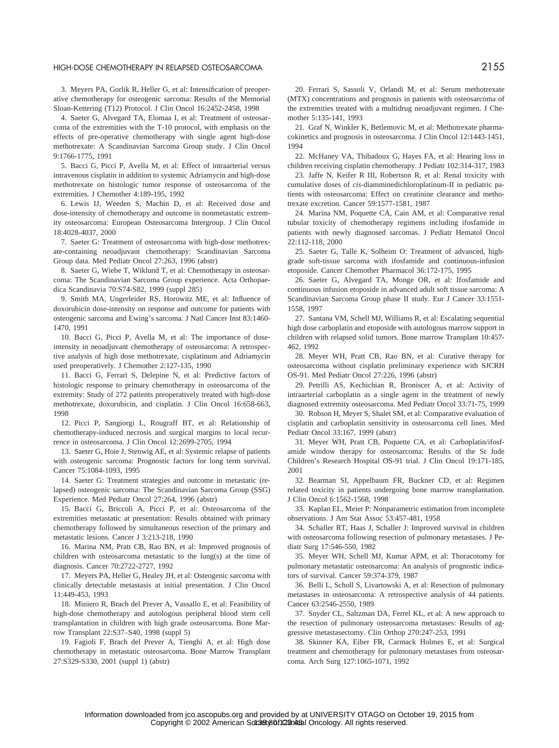3. Meyers PA, Gorlik R, Heller G, et al: Intensification of preoperative chemotherapy for osteogenic sarcoma: Results of the Memorial Sloan-Kettering (T12) Protocol. J Clin Oncol 16:2452-2458, 1998

4. Saeter G, Alvegard TA, Elomaa I, et al: Treatment of osteosarcoma of the extremities with the T-10 protocol, with emphasis on the effects of pre-operative chemotherapy with single agent high-dose methotrexate: A Scandinavian Sarcoma Group study. J Clin Oncol 9:1766-1775, 1991

5. Bacci G, Picci P, Avella M, et al: Effect of intraarterial versus intravenous cisplatin in addition to systemic Adriamycin and high-dose methotrexate on histologic tumor response of osteosarcoma of the extremities. J Chemother 4:189-195, 1992

6. Lewis IJ, Weeden S, Machin D, et al: Received dose and dose-intensity of chemotherapy and outcome in nonmetastatic extremity osteosarcoma: European Osteosarcoma Intergroup. J Clin Oncol 18:4028-4037, 2000

7. Saeter G: Treatment of osteosarcoma with high-dose methotrexate-containing neoadjuvant chemotherapy: Scandinavian Sarcoma Group data. Med Pediatr Oncol 27:263, 1996 (abstr)

8. Saeter G, Wiebe T, Wiklund T, et al: Chemotherapy in osteosarcoma: The Scandinavian Sarcoma Group experience. Acta Orthopaedica Scandinavia 70:S74-S82, 1999 (suppl 285)

9. Smith MA, Ungerleider RS, Horowitz ME, et al: Influence of doxorubicin dose-intensity on response and outcome for patients with osteogenic sarcoma and Ewing's sarcoma. J Natl Cancer Inst 83:1460-1470, 1991

10. Bacci G, Picci P, Avella M, et al: The importance of dose-intensity in neoadjuvant chemotherapy of osteosarcoma: A retrospective analysis of high dose methotrexate, cisplatinum and Adriamycin used preoperatively. J Chemother 2:127-135, 1990

11. Bacci G, Ferrari S, Delepine N, et al: Predictive factors of histologic response to primary chemotherapy in osteosarcoma of the extremity: Study of 272 patients preoperatively treated with high-dose methotrexate, doxorubicin, and cisplatin. J Clin Oncol 16:658-663, 1998

12. Picci P, Sangiorgi L, Rougraff BT, et al: Relationship of chemotherapy-induced necrosis and surgical margins to local recurrence in osteosarcoma. J Clin Oncol 12:2699-2705, 1994

13. Saeter G, Hoie J, Stenwig AE, et al: Systemic relapse of patients with osteogenic sarcoma: Prognostic factors for long term survival. Cancer 75:1084-1093, 1995

14. Saeter G: Treatment strategies and outcome in metastatic (relapsed) osteogenic sarcoma: The Scandinavian Sarcoma Group (SSG) Experience. Med Pediatr Oncol 27:264, 1996 (abstr)

15. Bacci G, Briccoli A, Picci P, et al: Osteosarcoma of the extremities metastatic at presentation: Results obtained with primary chemotherapy followed by simultaneous resection of the primary and metastatic lesions. Cancer J 3:213-218, 1990

16. Marina NM, Pratt CB, Rao BN, et al: Improved prognosis of children with osteosarcoma metastatic to the lung(s) at the time of diagnosis. Cancer 70:2722-2727, 1992

17. Meyers PA, Heller G, Healey JH, et al: Osteogenic sarcoma with clinically detectable metastasis at initial presentation. J Clin Oncol 11:449-453, 1993

18. Miniero R, Brach del Prever A, Vassallo E, et al: Feasibility of high-dose chemotherapy and autologous peripheral blood stem cell transplantation in children with high grade osteosarcoma. Bone Marrow Transplant 22:S37–S40, 1998 (suppl 5)

19. Fagioli F, Brach del Prever A, Tienghi A, et al: High dose chemotherapy in metastatic osteosarcoma. Bone Marrow Transplant 27:S329-S330, 2001 (suppl 1) (abstr)

20. Ferrari S, Sassoli V, Orlandi M, et al: Serum methotrexate (MTX) concentrations and prognosis in patients with osteosarcoma of the extremities treated with a multidrug neoadjuvant regimen. J Chemother 5:135-141, 1993

21. Graf N, Winkler K, Betlemovic M, et al: Methotrexate pharmacokinetics and prognosis in osteosarcoma. J Clin Oncol 12:1443-1451, 1994

22. McHaney VA, Thibadoux G, Hayes FA, et al: Hearing loss in children receiving cisplatin chemotherapy. J Pediatr 102:314-317, 1983

23. Jaffe N, Keifer R III, Robertson R, et al: Renal toxicity with cumulative doses of *cis*-diamminedichloroplatinum-II in pediatric patients with osteosarcoma: Effect on creatinine clearance and methotrexate excretion. Cancer 59:1577-1581, 1987

24. Marina NM, Poquette CA, Cain AM, et al: Comparative renal tubular toxicity of chemotherapy regimens including ifosfamide in patients with newly diagnosed sarcomas. J Pediatr Hematol Oncol 22:112-118, 2000

25. Saeter G, Talle K, Solheim O: Treatment of advanced, high-grade soft-tissue sarcoma with ifosfamide and continuous-infusion etoposide. Cancer Chemother Pharmacol 36:172-175, 1995

26. Saeter G, Alvegard TA, Monge OR, et al: Ifosfamide and continuous infusion etoposide in advanced adult soft tissue sarcoma: A Scandinavian Sarcoma Group phase II study. Eur J Cancer 33:1551-1558, 1997

27. Santana VM, Schell MJ, Williams R, et al: Escalating sequential high dose carboplatin and etoposide with autologous marrow support in children with relapsed solid tumors. Bone marrow Transplant 10:457-462, 1992

28. Meyer WH, Pratt CB, Rao BN, et al: Curative therapy for osteosarcoma without cisplatin preliminary experience with SJCRH OS-91. Med Pediatr Oncol 27:226, 1996 (abstr)

29. Petrilli AS, Kechichian R, Broniscer A, et al: Activity of intraarterial carboplatin as a single agent in the treatment of newly diagnosed extremity osteosarcoma. Med Pediatr Oncol 33:71-75, 1999

30. Robson H, Meyer S, Shalet SM, et al: Comparative evaluation of cisplatin and carboplatin sensitivity in osteosarcoma cell lines. Med Pediatr Oncol 33:167, 1999 (abstr)

31. Meyer WH, Pratt CB, Poquette CA, et al: Carboplatin/ifosfamide window therapy for osteosarcoma: Results of the St Jude Children's Research Hospital OS-91 trial. J Clin Oncol 19:171-185, 2001

32. Bearman SI, Appelbaum FR, Buckner CD, et al: Regimen related toxicity in patients undergoing bone marrow transplantation. J Clin Oncol 6:1562-1568, 1998

33. Kaplan EL, Meier P: Nonparametric estimation from incomplete observations. J Am Stat Assoc 53:457-481, 1958

34. Schaller RT, Haas J, Schaller J: Improved survival in children with osteosarcoma following resection of pulmonary metastases. J Pediatr Surg 17:546-550, 1982

35. Meyer WH, Schell MJ, Kumar APM, et al: Thoracotomy for pulmonary metastatic osteosarcoma: An analysis of prognostic indicators of survival. Cancer 59:374-379, 1987

36. Belli L, Scholl S, Livartowski A, et al: Resection of pulmonary metastases in osteosarcoma: A retrospective analysis of 44 patients. Cancer 63:2546-2550, 1989

37. Snyder CL, Saltzman DA, Ferrel KL, et al: A new approach to the resection of pulmonary osteosarcoma metastases: Results of aggressive metastasectomy. Clin Orthop 270:247-253, 1991

38. Skinner KA, Eiber FR, Carmack Holmes E, et al: Surgical treatment and chemotherapy for pulmonary metastases from osteosarcoma. Arch Surg 127:1065-1071, 1992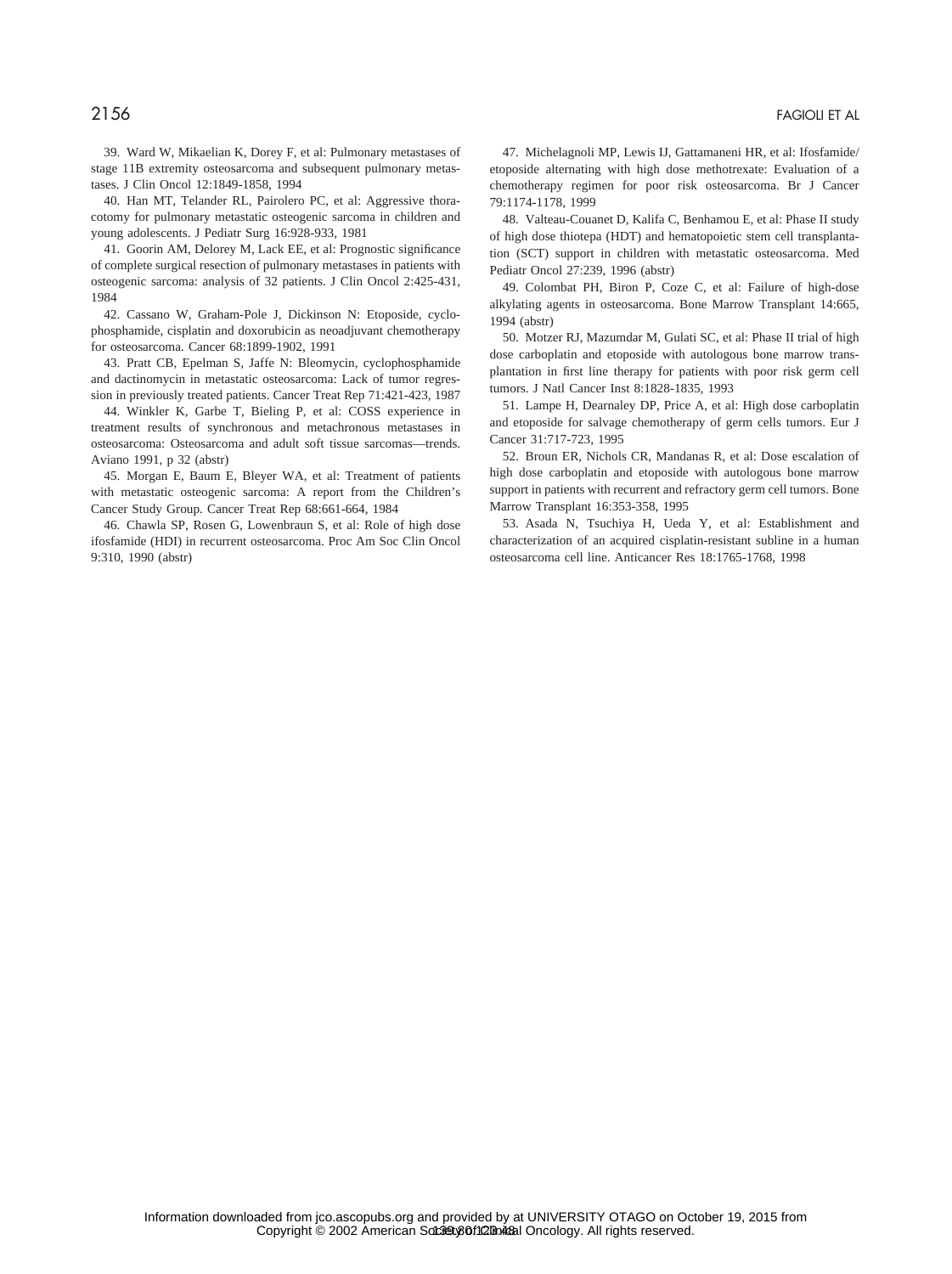39. Ward W, Mikaelian K, Dorey F, et al: Pulmonary metastases of stage 11B extremity osteosarcoma and subsequent pulmonary metastases. J Clin Oncol 12:1849-1858, 1994

40. Han MT, Telander RL, Pairolero PC, et al: Aggressive thoracotomy for pulmonary metastatic osteogenic sarcoma in children and young adolescents. J Pediatr Surg 16:928-933, 1981

41. Goorin AM, Delorey M, Lack EE, et al: Prognostic significance of complete surgical resection of pulmonary metastases in patients with osteogenic sarcoma: analysis of 32 patients. J Clin Oncol 2:425-431, 1984

42. Cassano W, Graham-Pole J, Dickinson N: Etoposide, cyclophosphamide, cisplatin and doxorubicin as neoadjuvant chemotherapy for osteosarcoma. Cancer 68:1899-1902, 1991

43. Pratt CB, Epelman S, Jaffe N: Bleomycin, cyclophosphamide and dactinomycin in metastatic osteosarcoma: Lack of tumor regression in previously treated patients. Cancer Treat Rep 71:421-423, 1987

44. Winkler K, Garbe T, Bieling P, et al: COSS experience in treatment results of synchronous and metachronous metastases in osteosarcoma: Osteosarcoma and adult soft tissue sarcomas—trends. Aviano 1991, p 32 (abstr)

45. Morgan E, Baum E, Bleyer WA, et al: Treatment of patients with metastatic osteogenic sarcoma: A report from the Children's Cancer Study Group. Cancer Treat Rep 68:661-664, 1984

46. Chawla SP, Rosen G, Lowenbraun S, et al: Role of high dose ifosfamide (HDI) in recurrent osteosarcoma. Proc Am Soc Clin Oncol 9:310, 1990 (abstr)

47. Michelagnoli MP, Lewis IJ, Gattamaneni HR, et al: Ifosfamide/etoposide alternating with high dose methotrexate: Evaluation of a chemotherapy regimen for poor risk osteosarcoma. Br J Cancer 79:1174-1178, 1999

48. Valteau-Couanet D, Kalifa C, Benhamou E, et al: Phase II study of high dose thiotepa (HDT) and hematopoietic stem cell transplantation (SCT) support in children with metastatic osteosarcoma. Med Pediatr Oncol 27:239, 1996 (abstr)

49. Colombat PH, Biron P, Coze C, et al: Failure of high-dose alkylating agents in osteosarcoma. Bone Marrow Transplant 14:665, 1994 (abstr)

50. Motzer RJ, Mazumdar M, Gulati SC, et al: Phase II trial of high dose carboplatin and etoposide with autologous bone marrow transplantation in first line therapy for patients with poor risk germ cell tumors. J Natl Cancer Inst 8:1828-1835, 1993

51. Lampe H, Dearnaley DP, Price A, et al: High dose carboplatin and etoposide for salvage chemotherapy of germ cells tumors. Eur J Cancer 31:717-723, 1995

52. Broun ER, Nichols CR, Mandanas R, et al: Dose escalation of high dose carboplatin and etoposide with autologous bone marrow support in patients with recurrent and refractory germ cell tumors. Bone Marrow Transplant 16:353-358, 1995

53. Asada N, Tsuchiya H, Ueda Y, et al: Establishment and characterization of an acquired cisplatin-resistant subline in a human osteosarcoma cell line. Anticancer Res 18:1765-1768, 1998